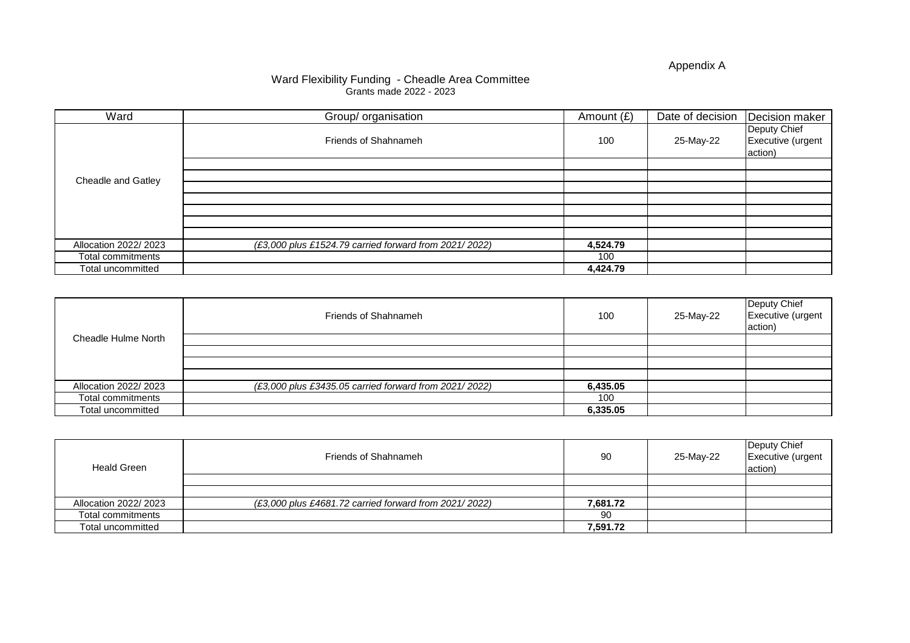Appendix A

# Ward Flexibility Funding - Cheadle Area Committee

Grants made 2022 - 2023

| Ward | Group/ organisation | Amount (£) | Date of decision | Decision maker |
|---|---|---|---|---|
| Cheadle and Gatley | Friends of Shahnameh | 100 | 25-May-22 | Deputy Chief Executive (urgent action) |
| | | | | |
| | | | | |
| | | | | |
| | | | | |
| | | | | |
| | | | | |
| | | | | |
| Allocation 2022/ 2023 | *(£3,000 plus £1524.79 carried forward from 2021/ 2022)* | **4,524.79** | | |
| Total commitments | | 100 | | |
| Total uncommitted | | **4,424.79** | | |

| Ward | Group/ organisation | Amount (£) | Date of decision | Decision maker |
|---|---|---|---|---|
| Cheadle Hulme North | Friends of Shahnameh | 100 | 25-May-22 | Deputy Chief Executive (urgent action) |
| | | | | |
| | | | | |
| | | | | |
| | | | | |
| Allocation 2022/ 2023 | *(£3,000 plus £3435.05 carried forward from 2021/ 2022)* | **6,435.05** | | |
| Total commitments | | 100 | | |
| Total uncommitted | | **6,335.05** | | |

| Ward | Group/ organisation | Amount (£) | Date of decision | Decision maker |
|---|---|---|---|---|
| Heald Green | Friends of Shahnameh | 90 | 25-May-22 | Deputy Chief Executive (urgent action) |
| | | | | |
| | | | | |
| Allocation 2022/ 2023 | *(£3,000 plus £4681.72 carried forward from 2021/ 2022)* | **7,681.72** | | |
| Total commitments | | 90 | | |
| Total uncommitted | | **7,591.72** | | |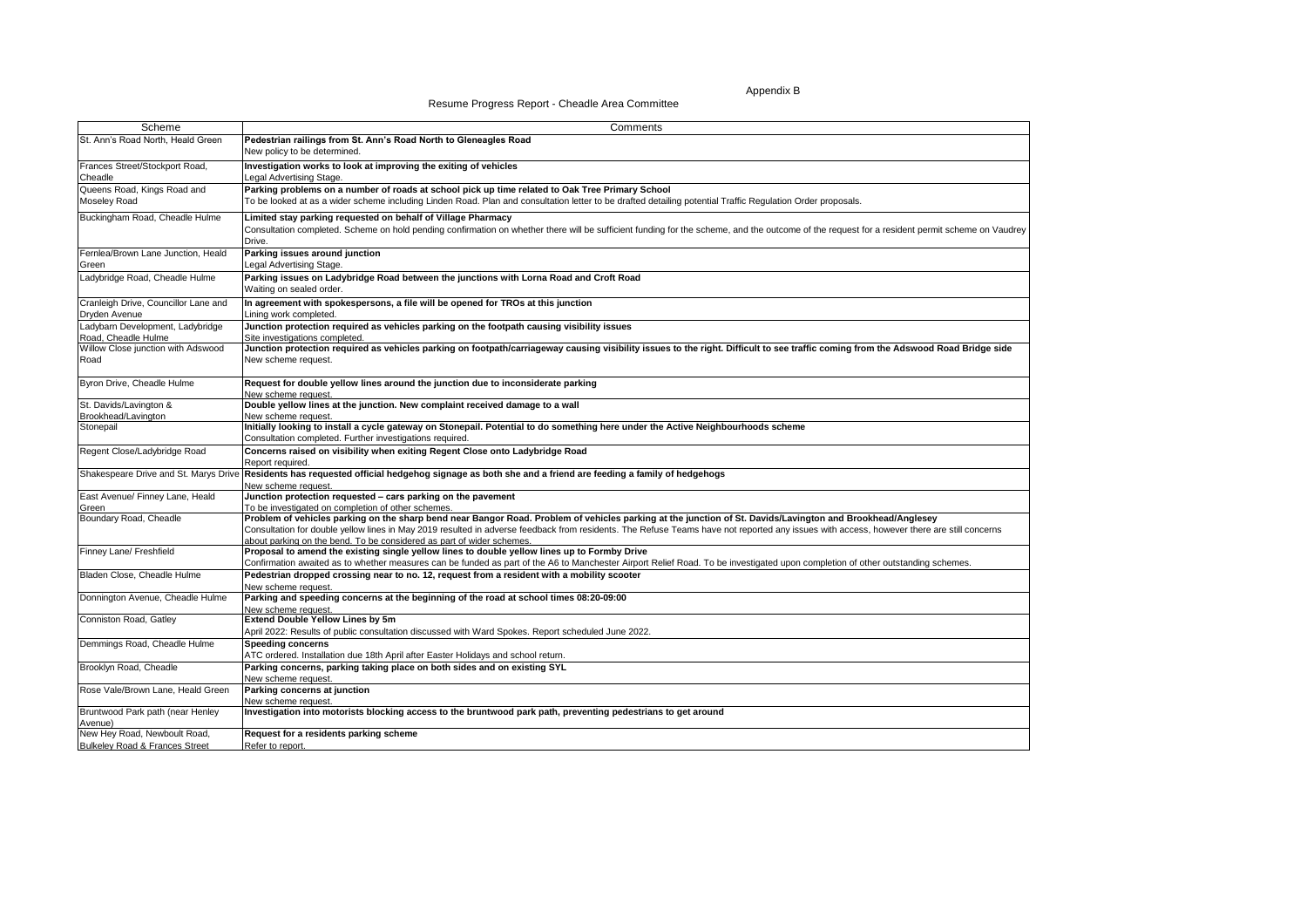Appendix B

Resume Progress Report - Cheadle Area Committee

| Scheme | Comments |
|---|---|
| St. Ann's Road North, Heald Green | **Pedestrian railings from St. Ann's Road North to Gleneagles Road**<br>New policy to be determined. |
| Frances Street/Stockport Road, Cheadle | **Investigation works to look at improving the exiting of vehicles**<br>Legal Advertising Stage. |
| Queens Road, Kings Road and Moseley Road | **Parking problems on a number of roads at school pick up time related to Oak Tree Primary School**<br>To be looked at as a wider scheme including Linden Road. Plan and consultation letter to be drafted detailing potential Traffic Regulation Order proposals. |
| Buckingham Road, Cheadle Hulme | **Limited stay parking requested on behalf of Village Pharmacy**<br>Consultation completed. Scheme on hold pending confirmation on whether there will be sufficient funding for the scheme, and the outcome of the request for a resident permit scheme on Vaudrey Drive. |
| Fernlea/Brown Lane Junction, Heald Green | **Parking issues around junction**<br>Legal Advertising Stage. |
| Ladybridge Road, Cheadle Hulme | **Parking issues on Ladybridge Road between the junctions with Lorna Road and Croft Road**<br>Waiting on sealed order. |
| Cranleigh Drive, Councillor Lane and Dryden Avenue | **In agreement with spokespersons, a file will be opened for TROs at this junction**<br>Lining work completed. |
| Ladybarn Development, Ladybridge Road, Cheadle Hulme | **Junction protection required as vehicles parking on the footpath causing visibility issues**<br>Site investigations completed. |
| Willow Close junction with Adswood Road | **Junction protection required as vehicles parking on footpath/carriageway causing visibility issues to the right. Difficult to see traffic coming from the Adswood Road Bridge side**<br>New scheme request. |
| Byron Drive, Cheadle Hulme | **Request for double yellow lines around the junction due to inconsiderate parking**<br>New scheme request. |
| St. Davids/Lavington & Brookhead/Lavington | **Double yellow lines at the junction. New complaint received damage to a wall**<br>New scheme request. |
| Stonepail | **Initially looking to install a cycle gateway on Stonepail. Potential to do something here under the Active Neighbourhoods scheme**<br>Consultation completed. Further investigations required. |
| Regent Close/Ladybridge Road | **Concerns raised on visibility when exiting Regent Close onto Ladybridge Road**<br>Report required. |
| Shakespeare Drive and St. Marys Drive | **Residents has requested official hedgehog signage as both she and a friend are feeding a family of hedgehogs**<br>New scheme request. |
| East Avenue/ Finney Lane, Heald Green | **Junction protection requested – cars parking on the pavement**<br>To be investigated on completion of other schemes. |
| Boundary Road, Cheadle | **Problem of vehicles parking on the sharp bend near Bangor Road. Problem of vehicles parking at the junction of St. Davids/Lavington and Brookhead/Anglesey**<br>Consultation for double yellow lines in May 2019 resulted in adverse feedback from residents. The Refuse Teams have not reported any issues with access, however there are still concerns about parking on the bend. To be considered as part of wider schemes. |
| Finney Lane/ Freshfield | **Proposal to amend the existing single yellow lines to double yellow lines up to Formby Drive**<br>Confirmation awaited as to whether measures can be funded as part of the A6 to Manchester Airport Relief Road. To be investigated upon completion of other outstanding schemes. |
| Bladen Close, Cheadle Hulme | **Pedestrian dropped crossing near to no. 12, request from a resident with a mobility scooter**<br>New scheme request. |
| Donnington Avenue, Cheadle Hulme | **Parking and speeding concerns at the beginning of the road at school times 08:20-09:00**<br>New scheme request. |
| Conniston Road, Gatley | **Extend Double Yellow Lines by 5m**<br>April 2022: Results of public consultation discussed with Ward Spokes. Report scheduled June 2022. |
| Demmings Road, Cheadle Hulme | **Speeding concerns**<br>ATC ordered. Installation due 18th April after Easter Holidays and school return. |
| Brooklyn Road, Cheadle | **Parking concerns, parking taking place on both sides and on existing SYL**<br>New scheme request. |
| Rose Vale/Brown Lane, Heald Green | **Parking concerns at junction**<br>New scheme request. |
| Bruntwood Park path (near Henley Avenue) | **Investigation into motorists blocking access to the bruntwood park path, preventing pedestrians to get around** |
| New Hey Road, Newboult Road, Bulkeley Road & Frances Street | **Request for a residents parking scheme**<br>Refer to report. |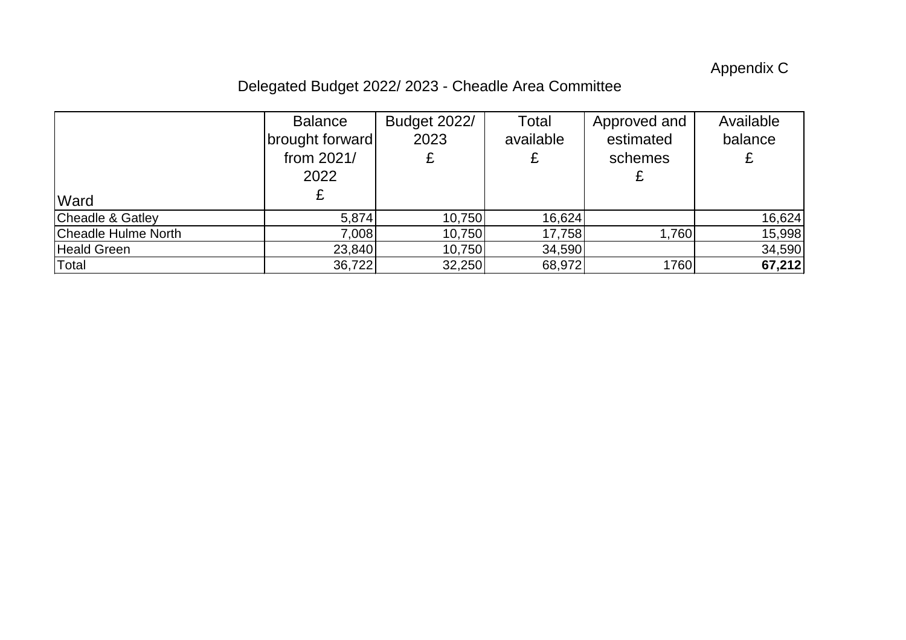Appendix C

## Delegated Budget 2022/ 2023 - Cheadle Area Committee

| Ward | Balance brought forward from 2021/ 2022 £ | Budget 2022/ 2023 £ | Total available £ | Approved and estimated schemes £ | Available balance £ |
|---|---|---|---|---|---|
| Cheadle & Gatley | 5,874 | 10,750 | 16,624 | | 16,624 |
| Cheadle Hulme North | 7,008 | 10,750 | 17,758 | 1,760 | 15,998 |
| Heald Green | 23,840 | 10,750 | 34,590 | | 34,590 |
| Total | 36,722 | 32,250 | 68,972 | 1760 | **67,212** |